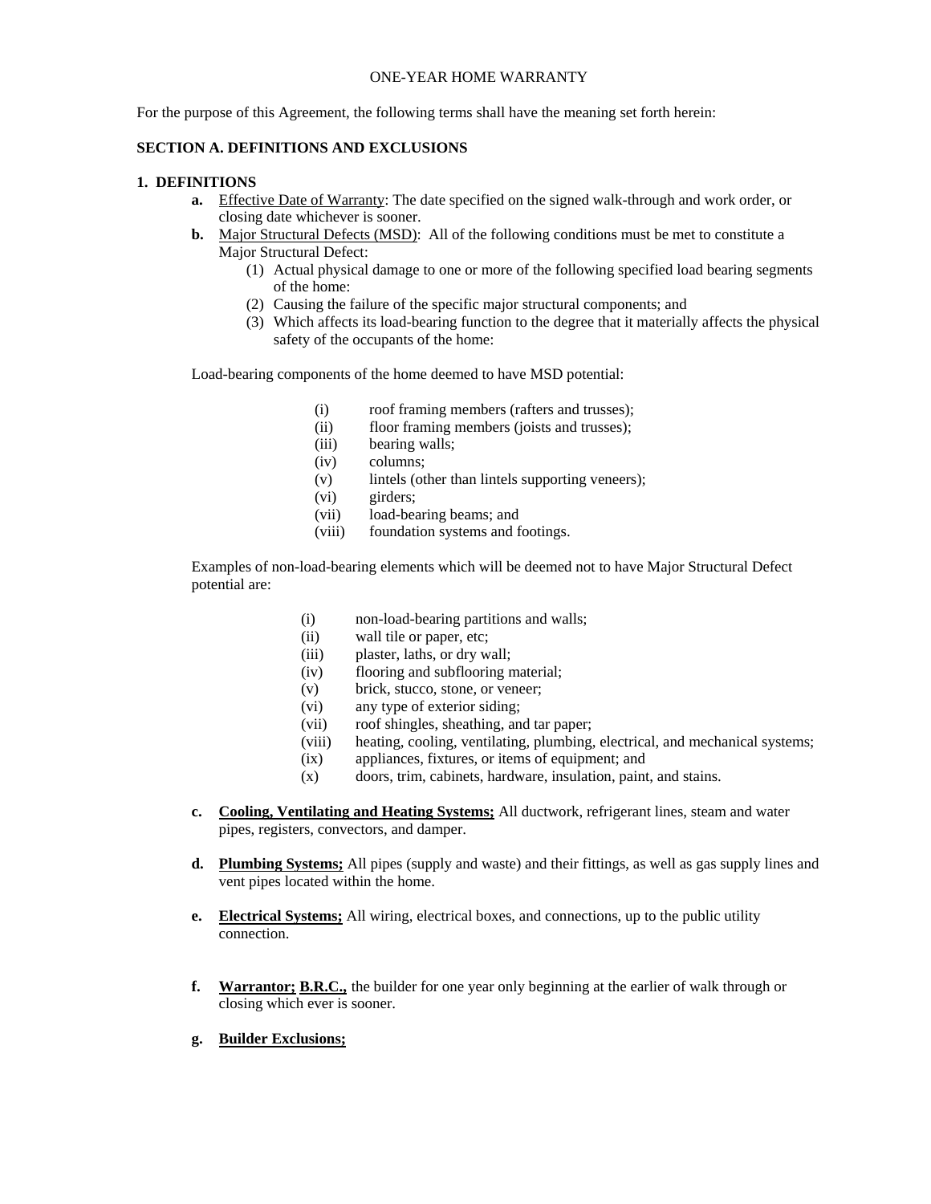# ONE-YEAR HOME WARRANTY

For the purpose of this Agreement, the following terms shall have the meaning set forth herein:

## SECTION A. DEFINITIONS AND EXCLUSIONS

### 1. DEFINITIONS

**a.** Effective Date of Warranty: The date specified on the signed walk-through and work order, or closing date whichever is sooner.

**b.** Major Structural Defects (MSD): All of the following conditions must be met to constitute a Major Structural Defect:

(1) Actual physical damage to one or more of the following specified load bearing segments of the home:
(2) Causing the failure of the specific major structural components; and
(3) Which affects its load-bearing function to the degree that it materially affects the physical safety of the occupants of the home:

Load-bearing components of the home deemed to have MSD potential:

(i) roof framing members (rafters and trusses);
(ii) floor framing members (joists and trusses);
(iii) bearing walls;
(iv) columns;
(v) lintels (other than lintels supporting veneers);
(vi) girders;
(vii) load-bearing beams; and
(viii) foundation systems and footings.

Examples of non-load-bearing elements which will be deemed not to have Major Structural Defect potential are:

(i) non-load-bearing partitions and walls;
(ii) wall tile or paper, etc;
(iii) plaster, laths, or dry wall;
(iv) flooring and subflooring material;
(v) brick, stucco, stone, or veneer;
(vi) any type of exterior siding;
(vii) roof shingles, sheathing, and tar paper;
(viii) heating, cooling, ventilating, plumbing, electrical, and mechanical systems;
(ix) appliances, fixtures, or items of equipment; and
(x) doors, trim, cabinets, hardware, insulation, paint, and stains.

**c.** **Cooling, Ventilating and Heating Systems;** All ductwork, refrigerant lines, steam and water pipes, registers, convectors, and damper.

**d.** **Plumbing Systems;** All pipes (supply and waste) and their fittings, as well as gas supply lines and vent pipes located within the home.

**e.** **Electrical Systems;** All wiring, electrical boxes, and connections, up to the public utility connection.

**f.** **Warrantor; B.R.C.,** the builder for one year only beginning at the earlier of walk through or closing which ever is sooner.

**g.** **Builder Exclusions;**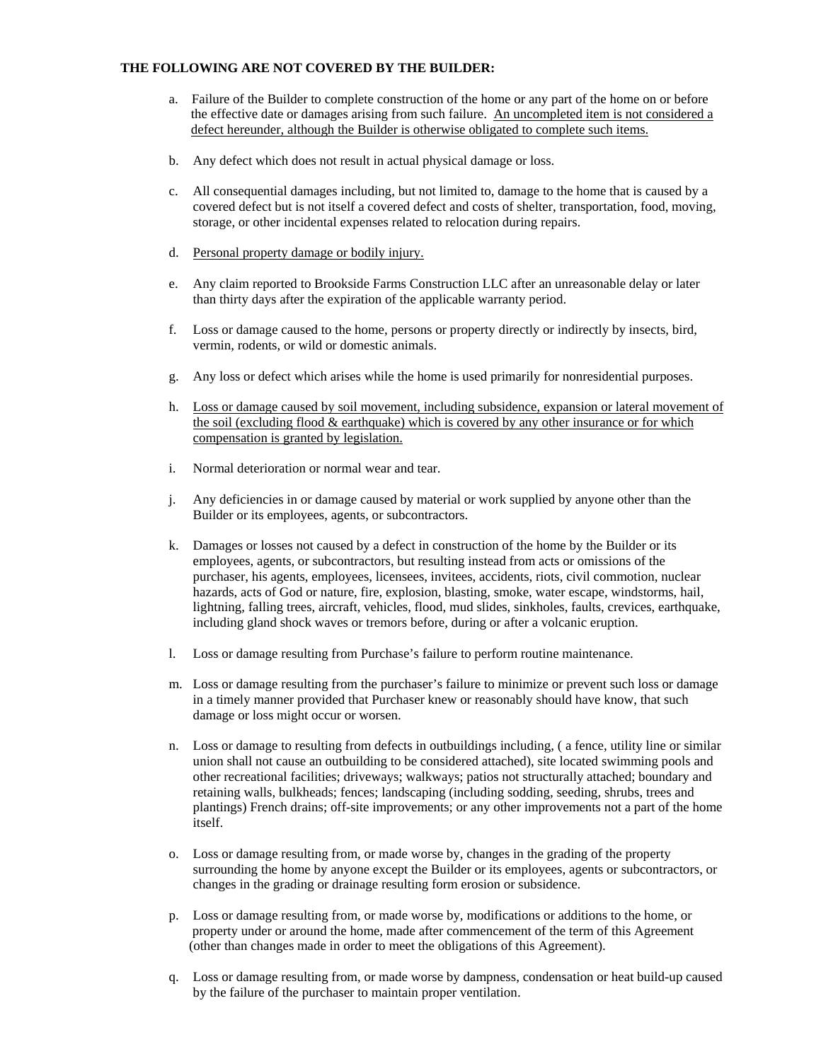**THE FOLLOWING ARE NOT COVERED BY THE BUILDER:**

a. Failure of the Builder to complete construction of the home or any part of the home on or before the effective date or damages arising from such failure. <u>An uncompleted item is not considered a defect hereunder, although the Builder is otherwise obligated to complete such items.</u>

b. Any defect which does not result in actual physical damage or loss.

c. All consequential damages including, but not limited to, damage to the home that is caused by a covered defect but is not itself a covered defect and costs of shelter, transportation, food, moving, storage, or other incidental expenses related to relocation during repairs.

d. <u>Personal property damage or bodily injury.</u>

e. Any claim reported to Brookside Farms Construction LLC after an unreasonable delay or later than thirty days after the expiration of the applicable warranty period.

f. Loss or damage caused to the home, persons or property directly or indirectly by insects, bird, vermin, rodents, or wild or domestic animals.

g. Any loss or defect which arises while the home is used primarily for nonresidential purposes.

h. <u>Loss or damage caused by soil movement, including subsidence, expansion or lateral movement of the soil (excluding flood & earthquake) which is covered by any other insurance or for which compensation is granted by legislation.</u>

i. Normal deterioration or normal wear and tear.

j. Any deficiencies in or damage caused by material or work supplied by anyone other than the Builder or its employees, agents, or subcontractors.

k. Damages or losses not caused by a defect in construction of the home by the Builder or its employees, agents, or subcontractors, but resulting instead from acts or omissions of the purchaser, his agents, employees, licensees, invitees, accidents, riots, civil commotion, nuclear hazards, acts of God or nature, fire, explosion, blasting, smoke, water escape, windstorms, hail, lightning, falling trees, aircraft, vehicles, flood, mud slides, sinkholes, faults, crevices, earthquake, including gland shock waves or tremors before, during or after a volcanic eruption.

l. Loss or damage resulting from Purchase's failure to perform routine maintenance.

m. Loss or damage resulting from the purchaser's failure to minimize or prevent such loss or damage in a timely manner provided that Purchaser knew or reasonably should have know, that such damage or loss might occur or worsen.

n. Loss or damage to resulting from defects in outbuildings including, ( a fence, utility line or similar union shall not cause an outbuilding to be considered attached), site located swimming pools and other recreational facilities; driveways; walkways; patios not structurally attached; boundary and retaining walls, bulkheads; fences; landscaping (including sodding, seeding, shrubs, trees and plantings) French drains; off-site improvements; or any other improvements not a part of the home itself.

o. Loss or damage resulting from, or made worse by, changes in the grading of the property surrounding the home by anyone except the Builder or its employees, agents or subcontractors, or changes in the grading or drainage resulting form erosion or subsidence.

p. Loss or damage resulting from, or made worse by, modifications or additions to the home, or property under or around the home, made after commencement of the term of this Agreement (other than changes made in order to meet the obligations of this Agreement).

q. Loss or damage resulting from, or made worse by dampness, condensation or heat build-up caused by the failure of the purchaser to maintain proper ventilation.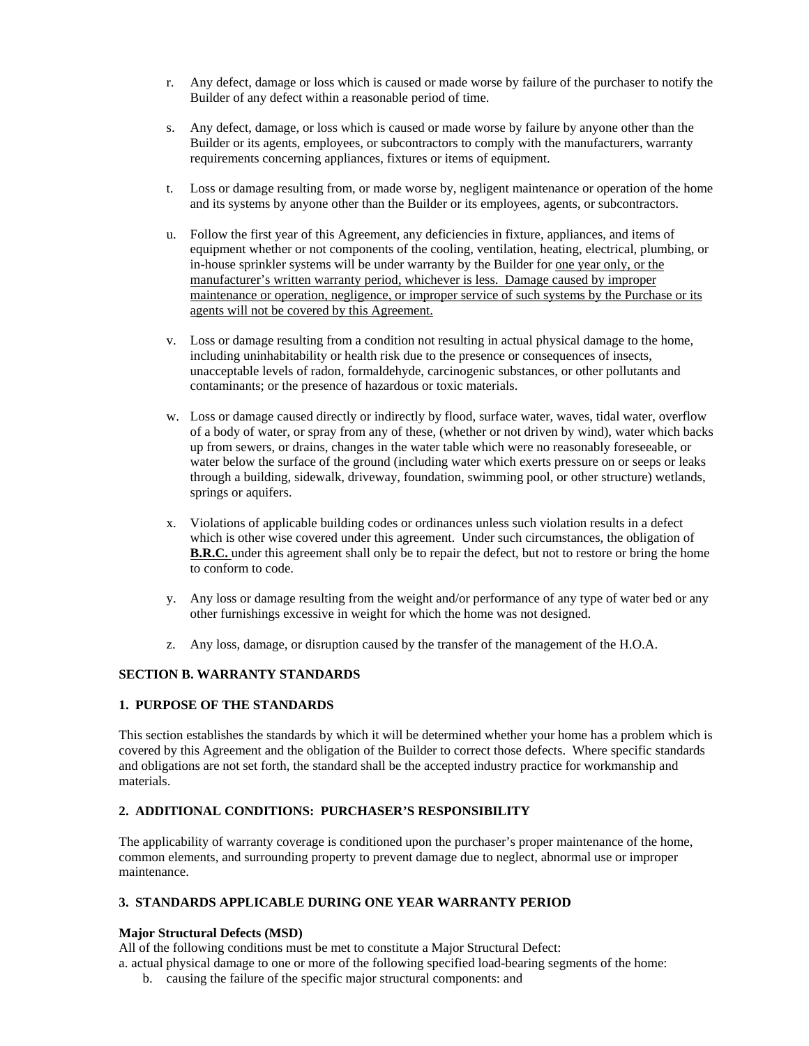r. Any defect, damage or loss which is caused or made worse by failure of the purchaser to notify the Builder of any defect within a reasonable period of time.

s. Any defect, damage, or loss which is caused or made worse by failure by anyone other than the Builder or its agents, employees, or subcontractors to comply with the manufacturers, warranty requirements concerning appliances, fixtures or items of equipment.

t. Loss or damage resulting from, or made worse by, negligent maintenance or operation of the home and its systems by anyone other than the Builder or its employees, agents, or subcontractors.

u. Follow the first year of this Agreement, any deficiencies in fixture, appliances, and items of equipment whether or not components of the cooling, ventilation, heating, electrical, plumbing, or in-house sprinkler systems will be under warranty by the Builder for <u>one year only, or the manufacturer's written warranty period, whichever is less. Damage caused by improper maintenance or operation, negligence, or improper service of such systems by the Purchase or its agents will not be covered by this Agreement.</u>

v. Loss or damage resulting from a condition not resulting in actual physical damage to the home, including uninhabitability or health risk due to the presence or consequences of insects, unacceptable levels of radon, formaldehyde, carcinogenic substances, or other pollutants and contaminants; or the presence of hazardous or toxic materials.

w. Loss or damage caused directly or indirectly by flood, surface water, waves, tidal water, overflow of a body of water, or spray from any of these, (whether or not driven by wind), water which backs up from sewers, or drains, changes in the water table which were no reasonably foreseeable, or water below the surface of the ground (including water which exerts pressure on or seeps or leaks through a building, sidewalk, driveway, foundation, swimming pool, or other structure) wetlands, springs or aquifers.

x. Violations of applicable building codes or ordinances unless such violation results in a defect which is other wise covered under this agreement. Under such circumstances, the obligation of **<u>B.R.C.</u>** under this agreement shall only be to repair the defect, but not to restore or bring the home to conform to code.

y. Any loss or damage resulting from the weight and/or performance of any type of water bed or any other furnishings excessive in weight for which the home was not designed.

z. Any loss, damage, or disruption caused by the transfer of the management of the H.O.A.

## SECTION B. WARRANTY STANDARDS

### 1. PURPOSE OF THE STANDARDS

This section establishes the standards by which it will be determined whether your home has a problem which is covered by this Agreement and the obligation of the Builder to correct those defects. Where specific standards and obligations are not set forth, the standard shall be the accepted industry practice for workmanship and materials.

### 2. ADDITIONAL CONDITIONS: PURCHASER'S RESPONSIBILITY

The applicability of warranty coverage is conditioned upon the purchaser's proper maintenance of the home, common elements, and surrounding property to prevent damage due to neglect, abnormal use or improper maintenance.

### 3. STANDARDS APPLICABLE DURING ONE YEAR WARRANTY PERIOD

**Major Structural Defects (MSD)**

All of the following conditions must be met to constitute a Major Structural Defect:

a. actual physical damage to one or more of the following specified load-bearing segments of the home:

   b. causing the failure of the specific major structural components: and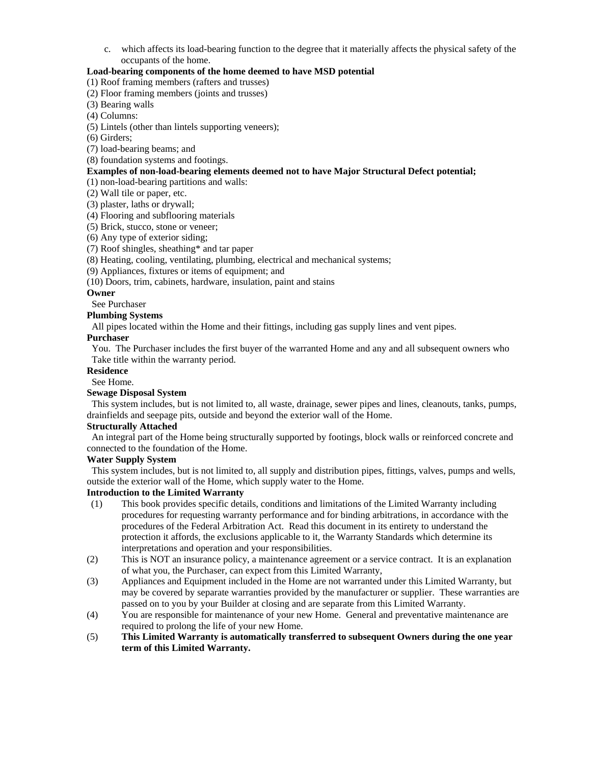c. which affects its load-bearing function to the degree that it materially affects the physical safety of the occupants of the home.

**Load-bearing components of the home deemed to have MSD potential**

(1) Roof framing members (rafters and trusses)
(2) Floor framing members (joints and trusses)
(3) Bearing walls
(4) Columns:
(5) Lintels (other than lintels supporting veneers);
(6) Girders;
(7) load-bearing beams; and
(8) foundation systems and footings.

**Examples of non-load-bearing elements deemed not to have Major Structural Defect potential;**

(1) non-load-bearing partitions and walls:
(2) Wall tile or paper, etc.
(3) plaster, laths or drywall;
(4) Flooring and subflooring materials
(5) Brick, stucco, stone or veneer;
(6) Any type of exterior siding;
(7) Roof shingles, sheathing* and tar paper
(8) Heating, cooling, ventilating, plumbing, electrical and mechanical systems;
(9) Appliances, fixtures or items of equipment; and
(10) Doors, trim, cabinets, hardware, insulation, paint and stains

**Owner**

See Purchaser

**Plumbing Systems**

All pipes located within the Home and their fittings, including gas supply lines and vent pipes.

**Purchaser**

You. The Purchaser includes the first buyer of the warranted Home and any and all subsequent owners who Take title within the warranty period.

**Residence**

See Home.

**Sewage Disposal System**

This system includes, but is not limited to, all waste, drainage, sewer pipes and lines, cleanouts, tanks, pumps, drainfields and seepage pits, outside and beyond the exterior wall of the Home.

**Structurally Attached**

An integral part of the Home being structurally supported by footings, block walls or reinforced concrete and connected to the foundation of the Home.

**Water Supply System**

This system includes, but is not limited to, all supply and distribution pipes, fittings, valves, pumps and wells, outside the exterior wall of the Home, which supply water to the Home.

**Introduction to the Limited Warranty**

(1) This book provides specific details, conditions and limitations of the Limited Warranty including procedures for requesting warranty performance and for binding arbitrations, in accordance with the procedures of the Federal Arbitration Act. Read this document in its entirety to understand the protection it affords, the exclusions applicable to it, the Warranty Standards which determine its interpretations and operation and your responsibilities.

(2) This is NOT an insurance policy, a maintenance agreement or a service contract. It is an explanation of what you, the Purchaser, can expect from this Limited Warranty,

(3) Appliances and Equipment included in the Home are not warranted under this Limited Warranty, but may be covered by separate warranties provided by the manufacturer or supplier. These warranties are passed on to you by your Builder at closing and are separate from this Limited Warranty.

(4) You are responsible for maintenance of your new Home. General and preventative maintenance are required to prolong the life of your new Home.

(5) **This Limited Warranty is automatically transferred to subsequent Owners during the one year term of this Limited Warranty.**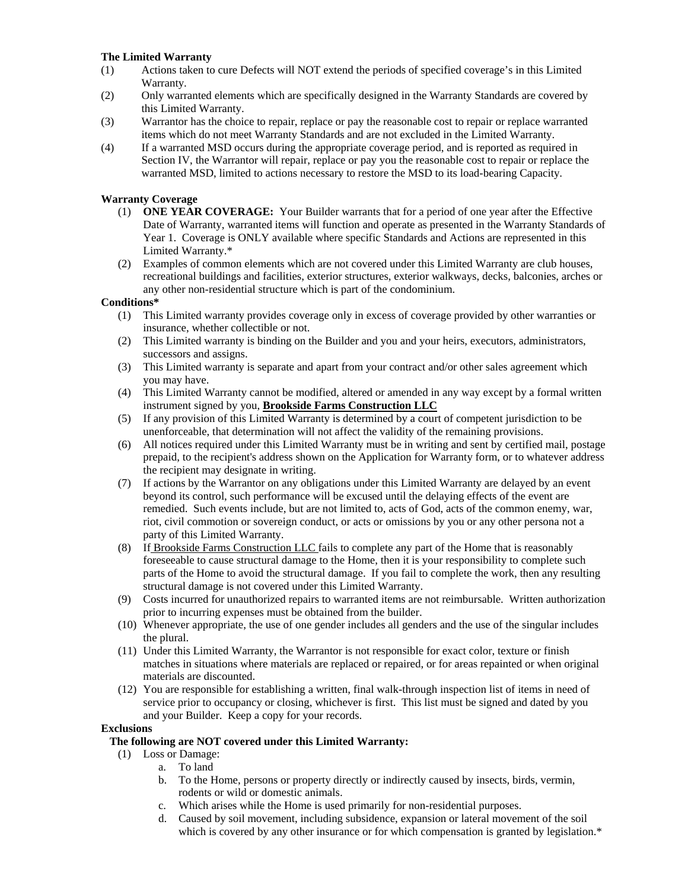**The Limited Warranty**

(1) Actions taken to cure Defects will NOT extend the periods of specified coverage's in this Limited Warranty.

(2) Only warranted elements which are specifically designed in the Warranty Standards are covered by this Limited Warranty.

(3) Warrantor has the choice to repair, replace or pay the reasonable cost to repair or replace warranted items which do not meet Warranty Standards and are not excluded in the Limited Warranty.

(4) If a warranted MSD occurs during the appropriate coverage period, and is reported as required in Section IV, the Warrantor will repair, replace or pay you the reasonable cost to repair or replace the warranted MSD, limited to actions necessary to restore the MSD to its load-bearing Capacity.

**Warranty Coverage**

(1) **ONE YEAR COVERAGE:** Your Builder warrants that for a period of one year after the Effective Date of Warranty, warranted items will function and operate as presented in the Warranty Standards of Year 1. Coverage is ONLY available where specific Standards and Actions are represented in this Limited Warranty.*

(2) Examples of common elements which are not covered under this Limited Warranty are club houses, recreational buildings and facilities, exterior structures, exterior walkways, decks, balconies, arches or any other non-residential structure which is part of the condominium.

**Conditions***

(1) This Limited warranty provides coverage only in excess of coverage provided by other warranties or insurance, whether collectible or not.

(2) This Limited warranty is binding on the Builder and you and your heirs, executors, administrators, successors and assigns.

(3) This Limited warranty is separate and apart from your contract and/or other sales agreement which you may have.

(4) This Limited Warranty cannot be modified, altered or amended in any way except by a formal written instrument signed by you, **Brookside Farms Construction LLC**

(5) If any provision of this Limited Warranty is determined by a court of competent jurisdiction to be unenforceable, that determination will not affect the validity of the remaining provisions.

(6) All notices required under this Limited Warranty must be in writing and sent by certified mail, postage prepaid, to the recipient's address shown on the Application for Warranty form, or to whatever address the recipient may designate in writing.

(7) If actions by the Warrantor on any obligations under this Limited Warranty are delayed by an event beyond its control, such performance will be excused until the delaying effects of the event are remedied. Such events include, but are not limited to, acts of God, acts of the common enemy, war, riot, civil commotion or sovereign conduct, or acts or omissions by you or any other persona not a party of this Limited Warranty.

(8) If Brookside Farms Construction LLC fails to complete any part of the Home that is reasonably foreseeable to cause structural damage to the Home, then it is your responsibility to complete such parts of the Home to avoid the structural damage. If you fail to complete the work, then any resulting structural damage is not covered under this Limited Warranty.

(9) Costs incurred for unauthorized repairs to warranted items are not reimbursable. Written authorization prior to incurring expenses must be obtained from the builder.

(10) Whenever appropriate, the use of one gender includes all genders and the use of the singular includes the plural.

(11) Under this Limited Warranty, the Warrantor is not responsible for exact color, texture or finish matches in situations where materials are replaced or repaired, or for areas repainted or when original materials are discounted.

(12) You are responsible for establishing a written, final walk-through inspection list of items in need of service prior to occupancy or closing, whichever is first. This list must be signed and dated by you and your Builder. Keep a copy for your records.

**Exclusions**

**The following are NOT covered under this Limited Warranty:**

(1) Loss or Damage:
   a. To land
   b. To the Home, persons or property directly or indirectly caused by insects, birds, vermin, rodents or wild or domestic animals.
   c. Which arises while the Home is used primarily for non-residential purposes.
   d. Caused by soil movement, including subsidence, expansion or lateral movement of the soil which is covered by any other insurance or for which compensation is granted by legislation.*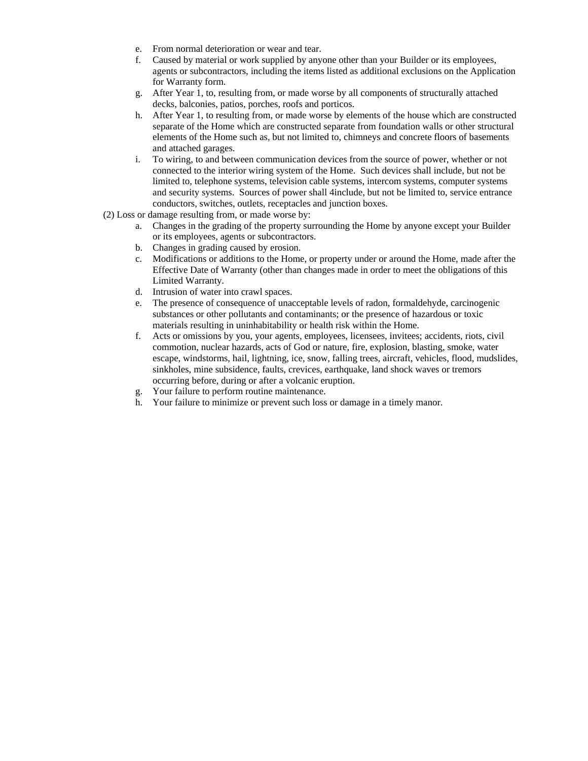e. From normal deterioration or wear and tear.
f. Caused by material or work supplied by anyone other than your Builder or its employees, agents or subcontractors, including the items listed as additional exclusions on the Application for Warranty form.
g. After Year 1, to, resulting from, or made worse by all components of structurally attached decks, balconies, patios, porches, roofs and porticos.
h. After Year 1, to resulting from, or made worse by elements of the house which are constructed separate of the Home which are constructed separate from foundation walls or other structural elements of the Home such as, but not limited to, chimneys and concrete floors of basements and attached garages.
i. To wiring, to and between communication devices from the source of power, whether or not connected to the interior wiring system of the Home. Such devices shall include, but not be limited to, telephone systems, television cable systems, intercom systems, computer systems and security systems. Sources of power shall 4include, but not be limited to, service entrance conductors, switches, outlets, receptacles and junction boxes.

(2) Loss or damage resulting from, or made worse by:

a. Changes in the grading of the property surrounding the Home by anyone except your Builder or its employees, agents or subcontractors.
b. Changes in grading caused by erosion.
c. Modifications or additions to the Home, or property under or around the Home, made after the Effective Date of Warranty (other than changes made in order to meet the obligations of this Limited Warranty.
d. Intrusion of water into crawl spaces.
e. The presence of consequence of unacceptable levels of radon, formaldehyde, carcinogenic substances or other pollutants and contaminants; or the presence of hazardous or toxic materials resulting in uninhabitability or health risk within the Home.
f. Acts or omissions by you, your agents, employees, licensees, invitees; accidents, riots, civil commotion, nuclear hazards, acts of God or nature, fire, explosion, blasting, smoke, water escape, windstorms, hail, lightning, ice, snow, falling trees, aircraft, vehicles, flood, mudslides, sinkholes, mine subsidence, faults, crevices, earthquake, land shock waves or tremors occurring before, during or after a volcanic eruption.
g. Your failure to perform routine maintenance.
h. Your failure to minimize or prevent such loss or damage in a timely manor.